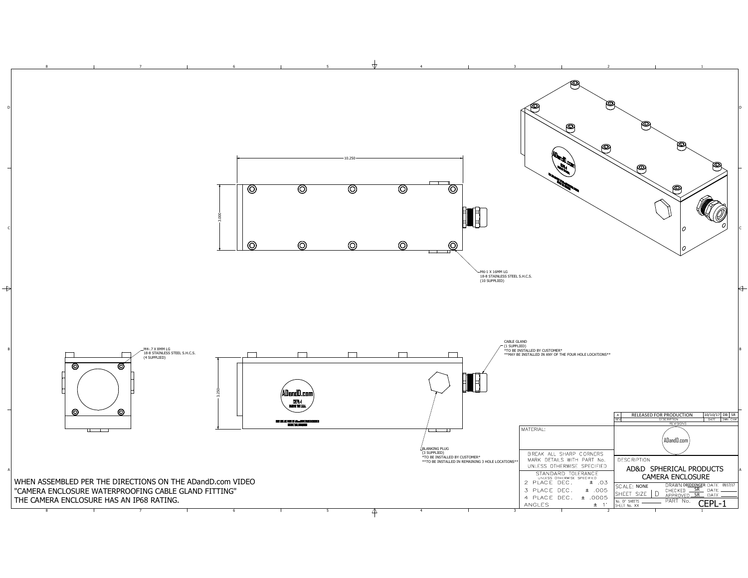10.250

3.000

M6-1 X 16MM LG
18-8 STAINLESS STEEL S.H.C.S.
(10 SUPPLIED)

M4-.7 X 8MM LG
18-8 STAINLESS STEEL S.H.C.S.
(4 SUPPLIED)

CABLE GLAND
(1 SUPPLIED)
*TO BE INSTALLED BY CUSTOMER*
**MAY BE INSTALLED IN ANY OF THE FOUR HOLE LOCATIONS**

3.250

BLANKING PLUG
(3 SUPPLIED)
*TO BE INSTALLED BY CUSTOMER*
**TO BE INSTALLED IN REMAINING 3 HOLE LOCATIONS**

WHEN ASSEMBLED PER THE DIRECTIONS ON THE ADandD.com VIDEO "CAMERA ENCLOSURE WATERPROOFING CABLE GLAND FITTING" THE CAMERA ENCLOSURE HAS AN IP68 RATING.

| REV | DESCRIPTION | DATE | DWN | CHK |
|---|---|---|---|---|
| A | RELEASED FOR PRODUCTION | 10/10/17 | DB | SR |

REVISIONS

MATERIAL:

BREAK ALL SHARP CORNERS
MARK DETAILS WITH PART No.
UNLESS OTHERWISE SPECIFIED

STANDARD TOLERANCE
UNLESS OTHERWISE SPECIFIED

| | |
|---|---|
| 2 PLACE DEC. | ± .03 |
| 3 PLACE DEC. | ± .005 |
| 4 PLACE DEC. | ± .0005 |
| ANGLES | ± 1° |

ADandD.com

DESCRIPTION
AD&D SPHERICAL PRODUCTS
CAMERA ENCLOSURE

SCALE: NONE
SHEET SIZE D
DRAWN DBIDDINGER DATE 09/17/17
CHECKED SR DATE
APPROVED SR DATE
No. OF SHEETS
SHEET No. XX
PART No. CEPL-1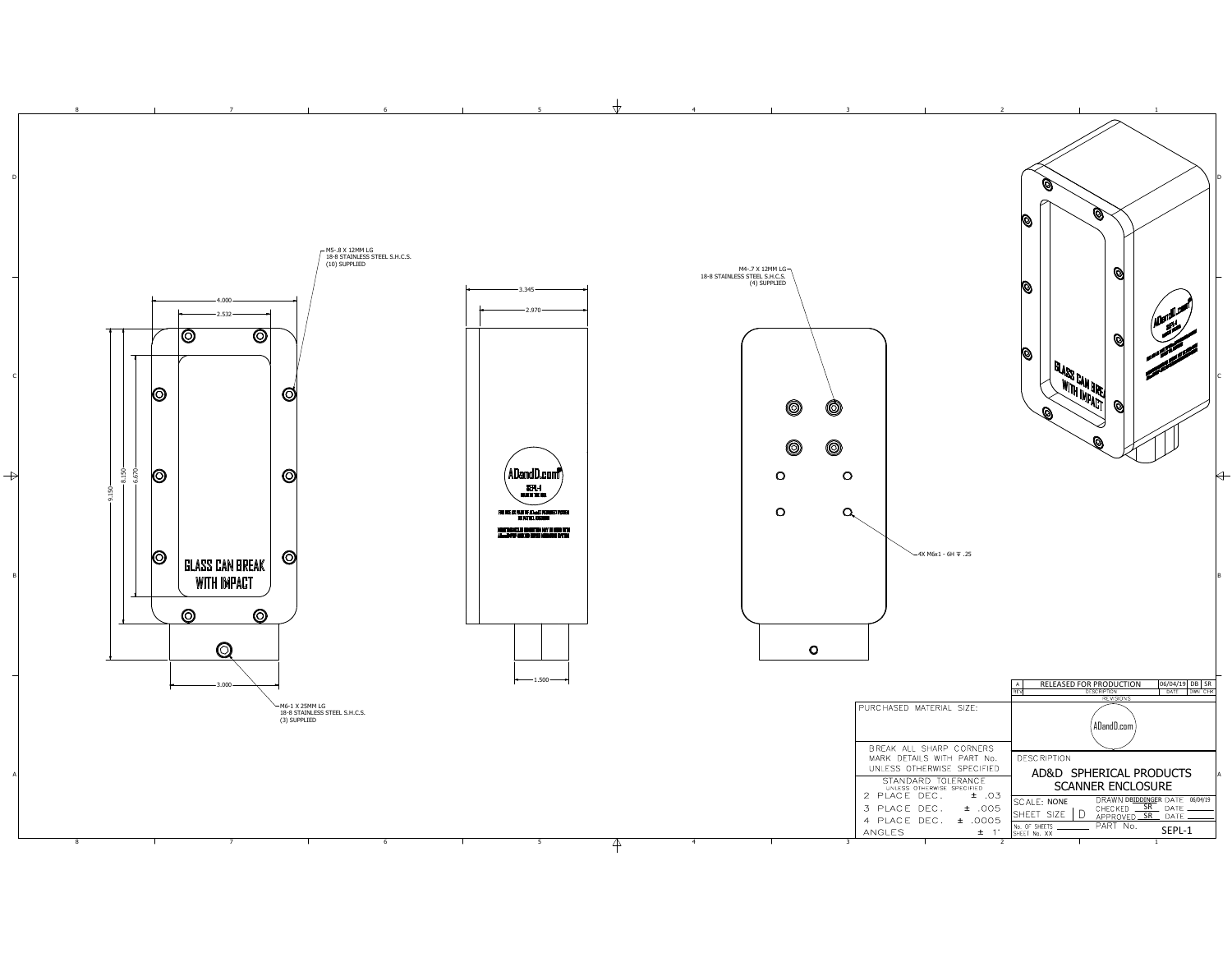M5-.8 X 12MM LG
18-8 STAINLESS STEEL S.H.C.S.
(10) SUPPLIED

4.000

2.532

9.150

8.150

6.670

GLASS CAN BREAK
WITH IMPACT

3.000

M6-1 X 25MM LG
18-8 STAINLESS STEEL S.H.C.S.
(3) SUPPLIED

3.345

2.970

ADandD.com

SEPL-1

1.500

M4-.7 X 12MM LG
18-8 STAINLESS STEEL S.H.C.S.
(4) SUPPLIED

4X M6x1 - 6H ∓ .25

| REV | DESCRIPTION | DATE | DWN | CHK |
| --- | --- | --- | --- | --- |
| A | RELEASED FOR PRODUCTION | 06/04/19 | DB | SR |

REVISIONS

PURCHASED MATERIAL SIZE:

BREAK ALL SHARP CORNERS
MARK DETAILS WITH PART No.
UNLESS OTHERWISE SPECIFIED

STANDARD TOLERANCE
UNLESS OTHERWISE SPECIFIED

| | |
| --- | --- |
| 2 PLACE DEC. | ± .03 |
| 3 PLACE DEC. | ± .005 |
| 4 PLACE DEC. | ± .0005 |
| ANGLES | ± 1° |

ADandD.com

DESCRIPTION

AD&D SPHERICAL PRODUCTS
SCANNER ENCLOSURE

SCALE: NONE

SHEET SIZE D

DRAWN DBIDDINGER DATE 06/04/19

CHECKED SR DATE

APPROVED SR DATE

No. OF SHEETS

SHEET No. XX

PART No. SEPL-1